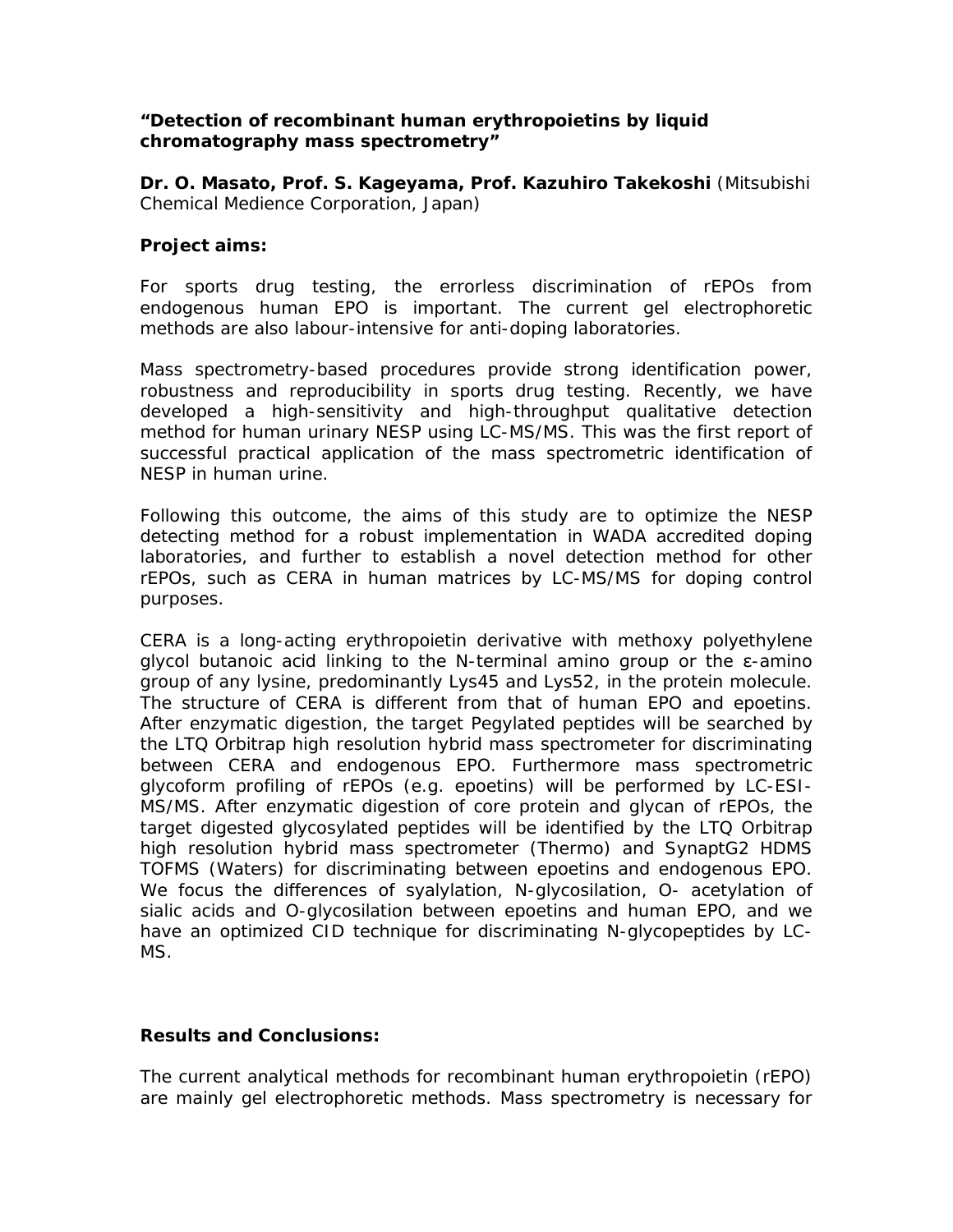**"Detection of recombinant human erythropoietins by liquid chromatography mass spectrometry"**

**Dr. O. Masato, Prof. S. Kageyama, Prof. Kazuhiro Takekoshi** (Mitsubishi Chemical Medience Corporation, Japan)

**Project aims:**

For sports drug testing, the errorless discrimination of rEPOs from endogenous human EPO is important. The current gel electrophoretic methods are also labour-intensive for anti-doping laboratories.

Mass spectrometry-based procedures provide strong identification power, robustness and reproducibility in sports drug testing. Recently, we have developed a high-sensitivity and high-throughput qualitative detection method for human urinary NESP using LC-MS/MS. This was the first report of successful practical application of the mass spectrometric identification of NESP in human urine.

Following this outcome, the aims of this study are to optimize the NESP detecting method for a robust implementation in WADA accredited doping laboratories, and further to establish a novel detection method for other rEPOs, such as CERA in human matrices by LC-MS/MS for doping control purposes.

CERA is a long-acting erythropoietin derivative with methoxy polyethylene glycol butanoic acid linking to the N-terminal amino group or the ε-amino group of any lysine, predominantly Lys45 and Lys52, in the protein molecule. The structure of CERA is different from that of human EPO and epoetins. After enzymatic digestion, the target Pegylated peptides will be searched by the LTQ Orbitrap high resolution hybrid mass spectrometer for discriminating between CERA and endogenous EPO. Furthermore mass spectrometric glycoform profiling of rEPOs (e.g. epoetins) will be performed by LC-ESI-MS/MS. After enzymatic digestion of core protein and glycan of rEPOs, the target digested glycosylated peptides will be identified by the LTQ Orbitrap high resolution hybrid mass spectrometer (Thermo) and SynaptG2 HDMS TOFMS (Waters) for discriminating between epoetins and endogenous EPO. We focus the differences of syalylation, N-glycosilation, O- acetylation of sialic acids and O-glycosilation between epoetins and human EPO, and we have an optimized CID technique for discriminating N-glycopeptides by LC-MS.

**Results and Conclusions:**

The current analytical methods for recombinant human erythropoietin (rEPO) are mainly gel electrophoretic methods. Mass spectrometry is necessary for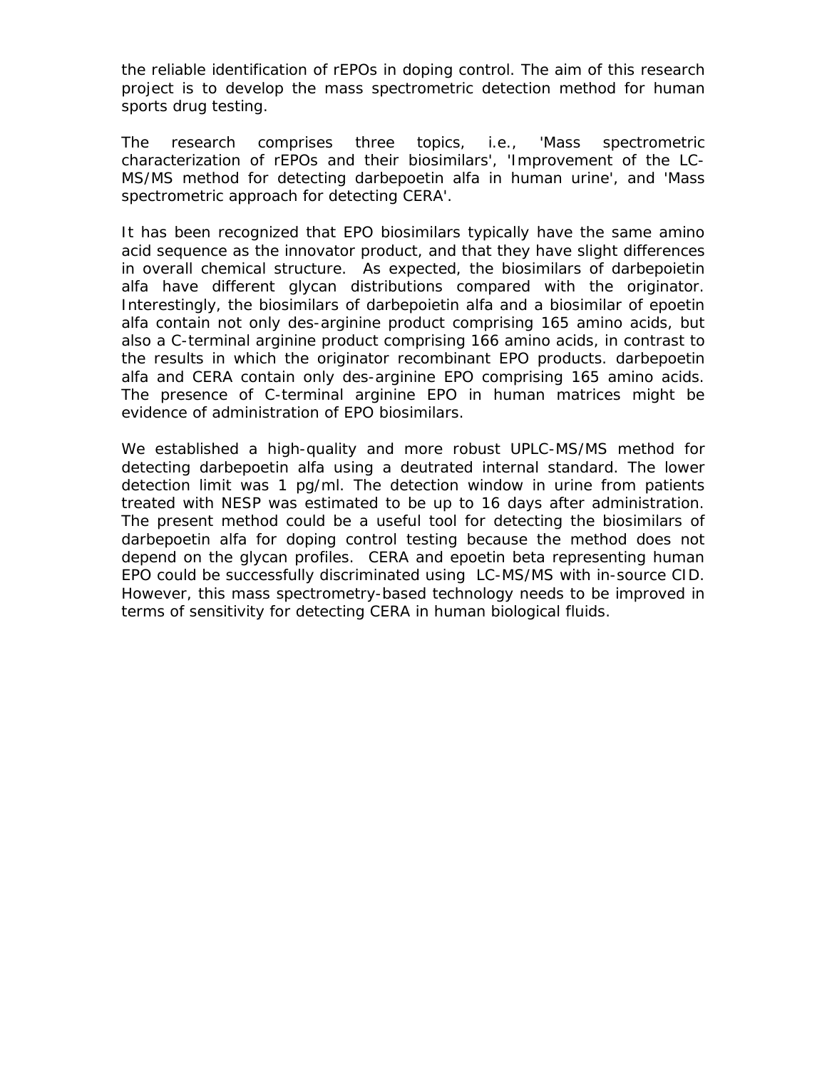the reliable identification of rEPOs in doping control. The aim of this research project is to develop the mass spectrometric detection method for human sports drug testing.

The research comprises three topics, i.e., 'Mass spectrometric characterization of rEPOs and their biosimilars', 'Improvement of the LC-MS/MS method for detecting darbepoetin alfa in human urine', and 'Mass spectrometric approach for detecting CERA'.

It has been recognized that EPO biosimilars typically have the same amino acid sequence as the innovator product, and that they have slight differences in overall chemical structure. As expected, the biosimilars of darbepoietin alfa have different glycan distributions compared with the originator. Interestingly, the biosimilars of darbepoietin alfa and a biosimilar of epoetin alfa contain not only des-arginine product comprising 165 amino acids, but also a C-terminal arginine product comprising 166 amino acids, in contrast to the results in which the originator recombinant EPO products. darbepoetin alfa and CERA contain only des-arginine EPO comprising 165 amino acids. The presence of C-terminal arginine EPO in human matrices might be evidence of administration of EPO biosimilars.

We established a high-quality and more robust UPLC-MS/MS method for detecting darbepoetin alfa using a deutrated internal standard. The lower detection limit was 1 pg/ml. The detection window in urine from patients treated with NESP was estimated to be up to 16 days after administration. The present method could be a useful tool for detecting the biosimilars of darbepoetin alfa for doping control testing because the method does not depend on the glycan profiles. CERA and epoetin beta representing human EPO could be successfully discriminated using LC-MS/MS with in-source CID. However, this mass spectrometry-based technology needs to be improved in terms of sensitivity for detecting CERA in human biological fluids.